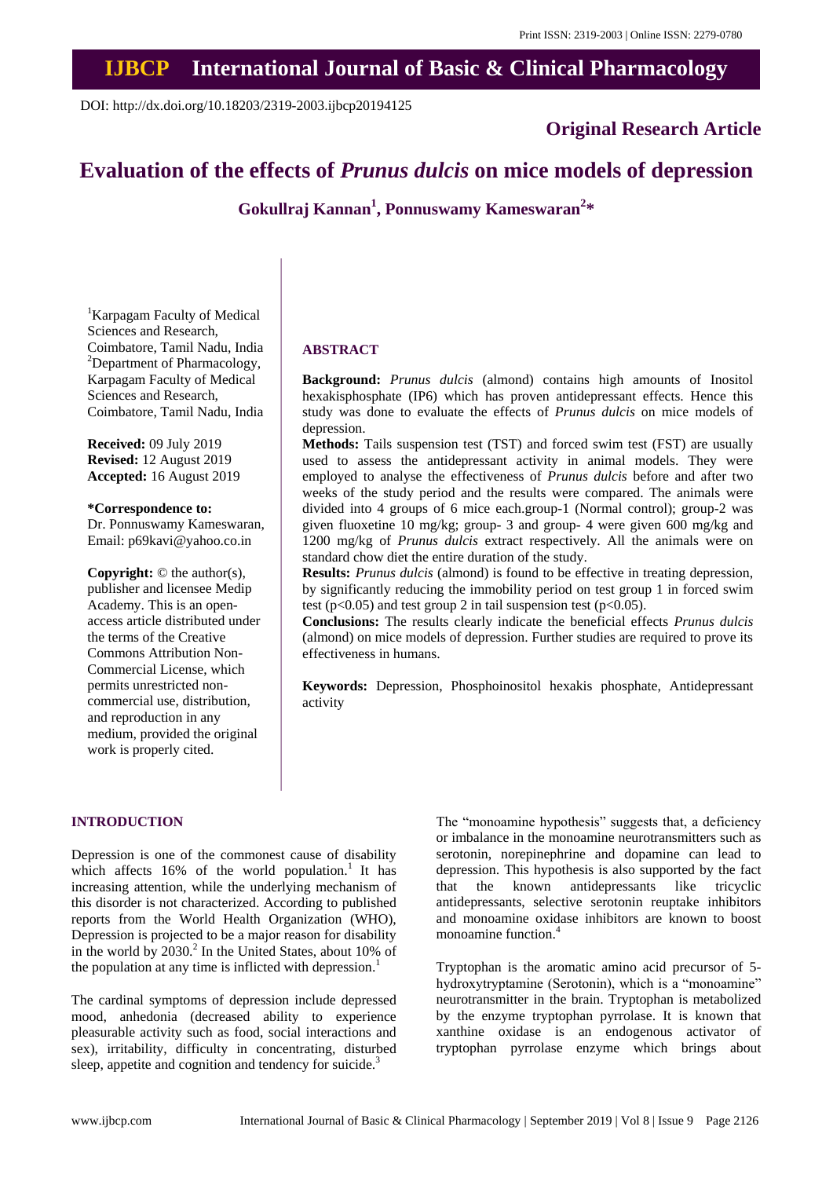# IJBCP International Journal of Basic & Clinical Pharmacology

DOI: http://dx.doi.org/10.18203/2319-2003.ijbcp20194125

## Original Research Article

# Evaluation of the effects of *Prunus dulcis* on mice models of depression

**Gokullraj Kannan[1], Ponnuswamy Kameswaran[2]***

[1]Karpagam Faculty of Medical Sciences and Research, Coimbatore, Tamil Nadu, India
[2]Department of Pharmacology, Karpagam Faculty of Medical Sciences and Research, Coimbatore, Tamil Nadu, India

**Received:** 09 July 2019
**Revised:** 12 August 2019
**Accepted:** 16 August 2019

**\*Correspondence to:**
Dr. Ponnuswamy Kameswaran,
Email: p69kavi@yahoo.co.in

**Copyright:** © the author(s), publisher and licensee Medip Academy. This is an open-access article distributed under the terms of the Creative Commons Attribution Non-Commercial License, which permits unrestricted non-commercial use, distribution, and reproduction in any medium, provided the original work is properly cited.

## ABSTRACT

**Background:** *Prunus dulcis* (almond) contains high amounts of Inositol hexakisphosphate (IP6) which has proven antidepressant effects. Hence this study was done to evaluate the effects of *Prunus dulcis* on mice models of depression.

**Methods:** Tails suspension test (TST) and forced swim test (FST) are usually used to assess the antidepressant activity in animal models. They were employed to analyse the effectiveness of *Prunus dulcis* before and after two weeks of the study period and the results were compared. The animals were divided into 4 groups of 6 mice each.group-1 (Normal control); group-2 was given fluoxetine 10 mg/kg; group- 3 and group- 4 were given 600 mg/kg and 1200 mg/kg of *Prunus dulcis* extract respectively. All the animals were on standard chow diet the entire duration of the study.

**Results:** *Prunus dulcis* (almond) is found to be effective in treating depression, by significantly reducing the immobility period on test group 1 in forced swim test ($p<0.05$) and test group 2 in tail suspension test ($p<0.05$).

**Conclusions:** The results clearly indicate the beneficial effects *Prunus dulcis* (almond) on mice models of depression. Further studies are required to prove its effectiveness in humans.

**Keywords:** Depression, Phosphoinositol hexakis phosphate, Antidepressant activity

## INTRODUCTION

Depression is one of the commonest cause of disability which affects 16% of the world population.[1] It has increasing attention, while the underlying mechanism of this disorder is not characterized. According to published reports from the World Health Organization (WHO), Depression is projected to be a major reason for disability in the world by 2030.[2] In the United States, about 10% of the population at any time is inflicted with depression.[1]

The cardinal symptoms of depression include depressed mood, anhedonia (decreased ability to experience pleasurable activity such as food, social interactions and sex), irritability, difficulty in concentrating, disturbed sleep, appetite and cognition and tendency for suicide.[3]

The "monoamine hypothesis" suggests that, a deficiency or imbalance in the monoamine neurotransmitters such as serotonin, norepinephrine and dopamine can lead to depression. This hypothesis is also supported by the fact that the known antidepressants like tricyclic antidepressants, selective serotonin reuptake inhibitors and monoamine oxidase inhibitors are known to boost monoamine function.[4]

Tryptophan is the aromatic amino acid precursor of 5-hydroxytryptamine (Serotonin), which is a "monoamine" neurotransmitter in the brain. Tryptophan is metabolized by the enzyme tryptophan pyrrolase. It is known that xanthine oxidase is an endogenous activator of tryptophan pyrrolase enzyme which brings about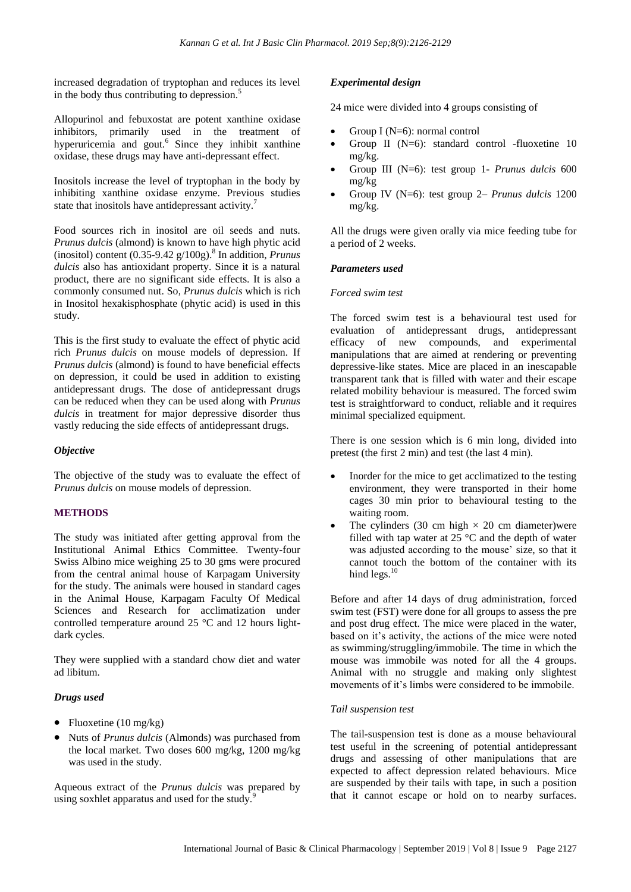increased degradation of tryptophan and reduces its level in the body thus contributing to depression.[5]

Allopurinol and febuxostat are potent xanthine oxidase inhibitors, primarily used in the treatment of hyperuricemia and gout.[6] Since they inhibit xanthine oxidase, these drugs may have anti-depressant effect.

Inositols increase the level of tryptophan in the body by inhibiting xanthine oxidase enzyme. Previous studies state that inositols have antidepressant activity.[7]

Food sources rich in inositol are oil seeds and nuts. *Prunus dulcis* (almond) is known to have high phytic acid (inositol) content (0.35-9.42 g/100g).[8] In addition, *Prunus dulcis* also has antioxidant property. Since it is a natural product, there are no significant side effects. It is also a commonly consumed nut. So, *Prunus dulcis* which is rich in Inositol hexakisphosphate (phytic acid) is used in this study.

This is the first study to evaluate the effect of phytic acid rich *Prunus dulcis* on mouse models of depression. If *Prunus dulcis* (almond) is found to have beneficial effects on depression, it could be used in addition to existing antidepressant drugs. The dose of antidepressant drugs can be reduced when they can be used along with *Prunus dulcis* in treatment for major depressive disorder thus vastly reducing the side effects of antidepressant drugs.

### *Objective*

The objective of the study was to evaluate the effect of *Prunus dulcis* on mouse models of depression.

## METHODS

The study was initiated after getting approval from the Institutional Animal Ethics Committee. Twenty-four Swiss Albino mice weighing 25 to 30 gms were procured from the central animal house of Karpagam University for the study. The animals were housed in standard cages in the Animal House, Karpagam Faculty Of Medical Sciences and Research for acclimatization under controlled temperature around 25 °C and 12 hours light-dark cycles.

They were supplied with a standard chow diet and water ad libitum.

### *Drugs used*

- Fluoxetine (10 mg/kg)
- Nuts of *Prunus dulcis* (Almonds) was purchased from the local market. Two doses 600 mg/kg, 1200 mg/kg was used in the study.

Aqueous extract of the *Prunus dulcis* was prepared by using soxhlet apparatus and used for the study.[9]

### *Experimental design*

24 mice were divided into 4 groups consisting of

- Group I (N=6): normal control
- Group II (N=6): standard control -fluoxetine 10 mg/kg.
- Group III (N=6): test group 1- *Prunus dulcis* 600 mg/kg
- Group IV (N=6): test group 2– *Prunus dulcis* 1200 mg/kg.

All the drugs were given orally via mice feeding tube for a period of 2 weeks.

### *Parameters used*

#### *Forced swim test*

The forced swim test is a behavioural test used for evaluation of antidepressant drugs, antidepressant efficacy of new compounds, and experimental manipulations that are aimed at rendering or preventing depressive-like states. Mice are placed in an inescapable transparent tank that is filled with water and their escape related mobility behaviour is measured. The forced swim test is straightforward to conduct, reliable and it requires minimal specialized equipment.

There is one session which is 6 min long, divided into pretest (the first 2 min) and test (the last 4 min).

- Inorder for the mice to get acclimatized to the testing environment, they were transported in their home cages 30 min prior to behavioural testing to the waiting room.
- The cylinders (30 cm high × 20 cm diameter)were filled with tap water at 25 °C and the depth of water was adjusted according to the mouse' size, so that it cannot touch the bottom of the container with its hind legs.[10]

Before and after 14 days of drug administration, forced swim test (FST) were done for all groups to assess the pre and post drug effect. The mice were placed in the water, based on it's activity, the actions of the mice were noted as swimming/struggling/immobile. The time in which the mouse was immobile was noted for all the 4 groups. Animal with no struggle and making only slightest movements of it's limbs were considered to be immobile.

#### *Tail suspension test*

The tail-suspension test is done as a mouse behavioural test useful in the screening of potential antidepressant drugs and assessing of other manipulations that are expected to affect depression related behaviours. Mice are suspended by their tails with tape, in such a position that it cannot escape or hold on to nearby surfaces.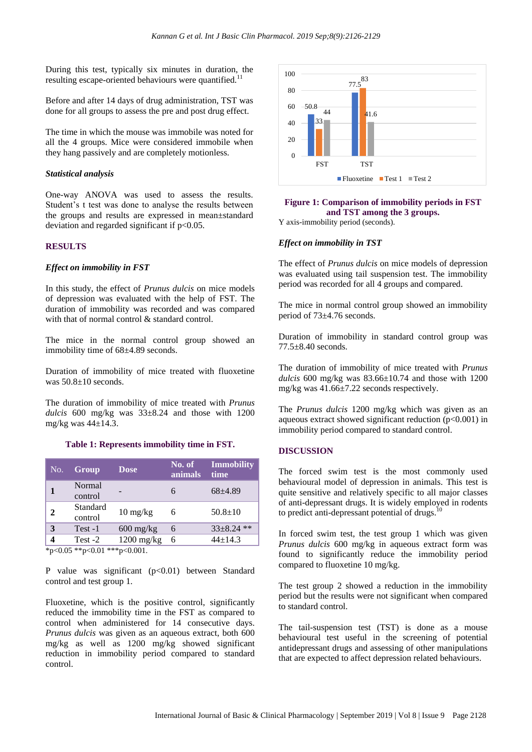During this test, typically six minutes in duration, the resulting escape-oriented behaviours were quantified.[11]

Before and after 14 days of drug administration, TST was done for all groups to assess the pre and post drug effect.

The time in which the mouse was immobile was noted for all the 4 groups. Mice were considered immobile when they hang passively and are completely motionless.

### *Statistical analysis*

One-way ANOVA was used to assess the results. Student's t test was done to analyse the results between the groups and results are expressed in mean±standard deviation and regarded significant if p<0.05.

## RESULTS

### *Effect on immobility in FST*

In this study, the effect of *Prunus dulcis* on mice models of depression was evaluated with the help of FST. The duration of immobility was recorded and was compared with that of normal control & standard control.

The mice in the normal control group showed an immobility time of 68±4.89 seconds.

Duration of immobility of mice treated with fluoxetine was 50.8±10 seconds.

The duration of immobility of mice treated with *Prunus dulcis* 600 mg/kg was 33±8.24 and those with 1200 mg/kg was 44±14.3.

**Table 1: Represents immobility time in FST.**

| No. | Group | Dose | No. of animals | Immobility time |
|---|---|---|---|---|
| 1 | Normal control | - | 6 | 68±4.89 |
| 2 | Standard control | 10 mg/kg | 6 | 50.8±10 |
| 3 | Test -1 | 600 mg/kg | 6 | 33±8.24 ** |
| 4 | Test -2 | 1200 mg/kg | 6 | 44±14.3 |

*p<0.05 **p<0.01 ***p<0.001.

P value was significant (p<0.01) between Standard control and test group 1.

Fluoxetine, which is the positive control, significantly reduced the immobility time in the FST as compared to control when administered for 14 consecutive days. *Prunus dulcis* was given as an aqueous extract, both 600 mg/kg as well as 1200 mg/kg showed significant reduction in immobility period compared to standard control.

| | Fluoxetine | Test 1 | Test 2 |
|---|---|---|---|
| FST | 50.8 | 33 | 44 |
| TST | 77.5 | 83 | 41.6 |

**Figure 1: Comparison of immobility periods in FST and TST among the 3 groups.**

Y axis-immobility period (seconds).

### *Effect on immobility in TST*

The effect of *Prunus dulcis* on mice models of depression was evaluated using tail suspension test. The immobility period was recorded for all 4 groups and compared.

The mice in normal control group showed an immobility period of 73±4.76 seconds.

Duration of immobility in standard control group was 77.5±8.40 seconds.

The duration of immobility of mice treated with *Prunus dulcis* 600 mg/kg was 83.66±10.74 and those with 1200 mg/kg was 41.66±7.22 seconds respectively.

The *Prunus dulcis* 1200 mg/kg which was given as an aqueous extract showed significant reduction (p<0.001) in immobility period compared to standard control.

## DISCUSSION

The forced swim test is the most commonly used behavioural model of depression in animals. This test is quite sensitive and relatively specific to all major classes of anti-depressant drugs. It is widely employed in rodents to predict anti-depressant potential of drugs.[10]

In forced swim test, the test group 1 which was given *Prunus dulcis* 600 mg/kg in aqueous extract form was found to significantly reduce the immobility period compared to fluoxetine 10 mg/kg.

The test group 2 showed a reduction in the immobility period but the results were not significant when compared to standard control.

The tail-suspension test (TST) is done as a mouse behavioural test useful in the screening of potential antidepressant drugs and assessing of other manipulations that are expected to affect depression related behaviours.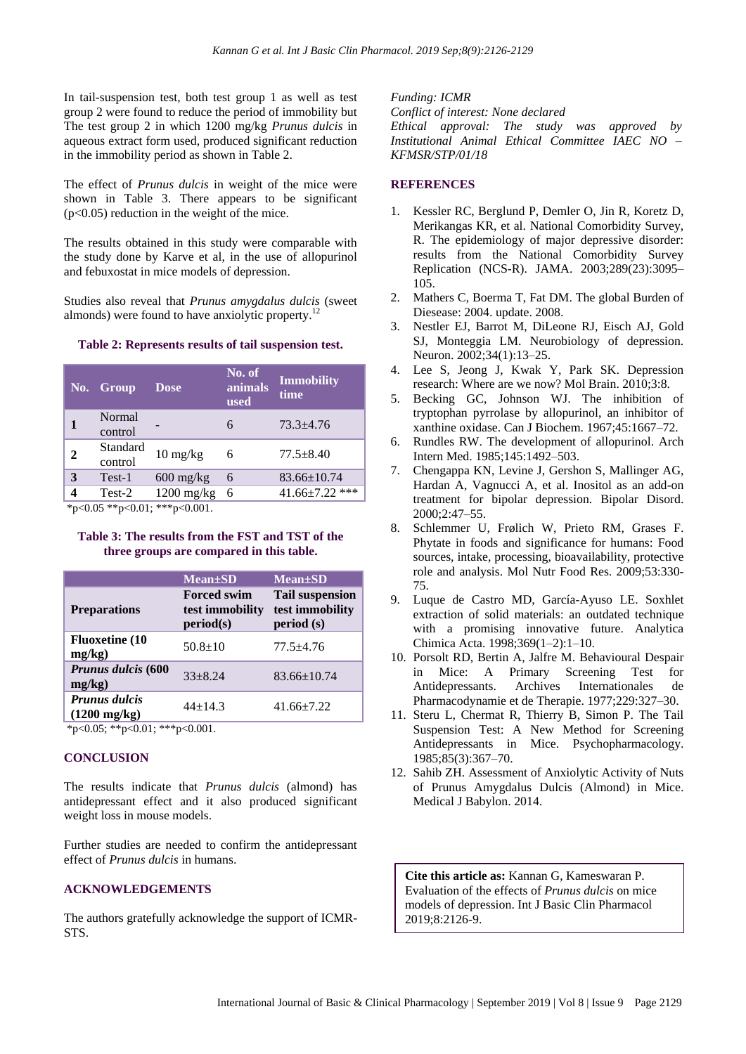In tail-suspension test, both test group 1 as well as test group 2 were found to reduce the period of immobility but The test group 2 in which 1200 mg/kg *Prunus dulcis* in aqueous extract form used, produced significant reduction in the immobility period as shown in Table 2.

The effect of *Prunus dulcis* in weight of the mice were shown in Table 3. There appears to be significant ($p<0.05$) reduction in the weight of the mice.

The results obtained in this study were comparable with the study done by Karve et al, in the use of allopurinol and febuxostat in mice models of depression.

Studies also reveal that *Prunus amygdalus dulcis* (sweet almonds) were found to have anxiolytic property.[12]

**Table 2: Represents results of tail suspension test.**

| No. | Group | Dose | No. of animals used | Immobility time |
|---|---|---|---|---|
| 1 | Normal control | - | 6 | 73.3±4.76 |
| 2 | Standard control | 10 mg/kg | 6 | 77.5±8.40 |
| 3 | Test-1 | 600 mg/kg | 6 | 83.66±10.74 |
| 4 | Test-2 | 1200 mg/kg | 6 | 41.66±7.22 *** |

*p<0.05 **p<0.01; ***p<0.001.

**Table 3: The results from the FST and TST of the three groups are compared in this table.**

| Preparations | Mean±SD<br>Forced swim test immobility period(s) | Mean±SD<br>Tail suspension test immobility period (s) |
|---|---|---|
| **Fluoxetine (10 mg/kg)** | 50.8±10 | 77.5±4.76 |
| ***Prunus dulcis* (600 mg/kg)** | 33±8.24 | 83.66±10.74 |
| ***Prunus dulcis* (1200 mg/kg)** | 44±14.3 | 41.66±7.22 |

*p<0.05; **p<0.01; ***p<0.001.

## CONCLUSION

The results indicate that *Prunus dulcis* (almond) has antidepressant effect and it also produced significant weight loss in mouse models.

Further studies are needed to confirm the antidepressant effect of *Prunus dulcis* in humans.

## ACKNOWLEDGEMENTS

The authors gratefully acknowledge the support of ICMR-STS.

*Funding: ICMR*
*Conflict of interest: None declared*
*Ethical approval: The study was approved by Institutional Animal Ethical Committee IAEC NO – KFMSR/STP/01/18*

## REFERENCES

1. Kessler RC, Berglund P, Demler O, Jin R, Koretz D, Merikangas KR, et al. National Comorbidity Survey, R. The epidemiology of major depressive disorder: results from the National Comorbidity Survey Replication (NCS-R). JAMA. 2003;289(23):3095–105.
2. Mathers C, Boerma T, Fat DM. The global Burden of Diesease: 2004. update. 2008.
3. Nestler EJ, Barrot M, DiLeone RJ, Eisch AJ, Gold SJ, Monteggia LM. Neurobiology of depression. Neuron. 2002;34(1):13–25.
4. Lee S, Jeong J, Kwak Y, Park SK. Depression research: Where are we now? Mol Brain. 2010;3:8.
5. Becking GC, Johnson WJ. The inhibition of tryptophan pyrrolase by allopurinol, an inhibitor of xanthine oxidase. Can J Biochem. 1967;45:1667–72.
6. Rundles RW. The development of allopurinol. Arch Intern Med. 1985;145:1492–503.
7. Chengappa KN, Levine J, Gershon S, Mallinger AG, Hardan A, Vagnucci A, et al. Inositol as an add-on treatment for bipolar depression. Bipolar Disord. 2000;2:47–55.
8. Schlemmer U, Frølich W, Prieto RM, Grases F. Phytate in foods and significance for humans: Food sources, intake, processing, bioavailability, protective role and analysis. Mol Nutr Food Res. 2009;53:330-75.
9. Luque de Castro MD, García-Ayuso LE. Soxhlet extraction of solid materials: an outdated technique with a promising innovative future. Analytica Chimica Acta. 1998;369(1–2):1–10.
10. Porsolt RD, Bertin A, Jalfre M. Behavioural Despair in Mice: A Primary Screening Test for Antidepressants. Archives Internationales de Pharmacodynamie et de Therapie. 1977;229:327–30.
11. Steru L, Chermat R, Thierry B, Simon P. The Tail Suspension Test: A New Method for Screening Antidepressants in Mice. Psychopharmacology. 1985;85(3):367–70.
12. Sahib ZH. Assessment of Anxiolytic Activity of Nuts of Prunus Amygdalus Dulcis (Almond) in Mice. Medical J Babylon. 2014.

**Cite this article as:** Kannan G, Kameswaran P. Evaluation of the effects of *Prunus dulcis* on mice models of depression. Int J Basic Clin Pharmacol 2019;8:2126-9.